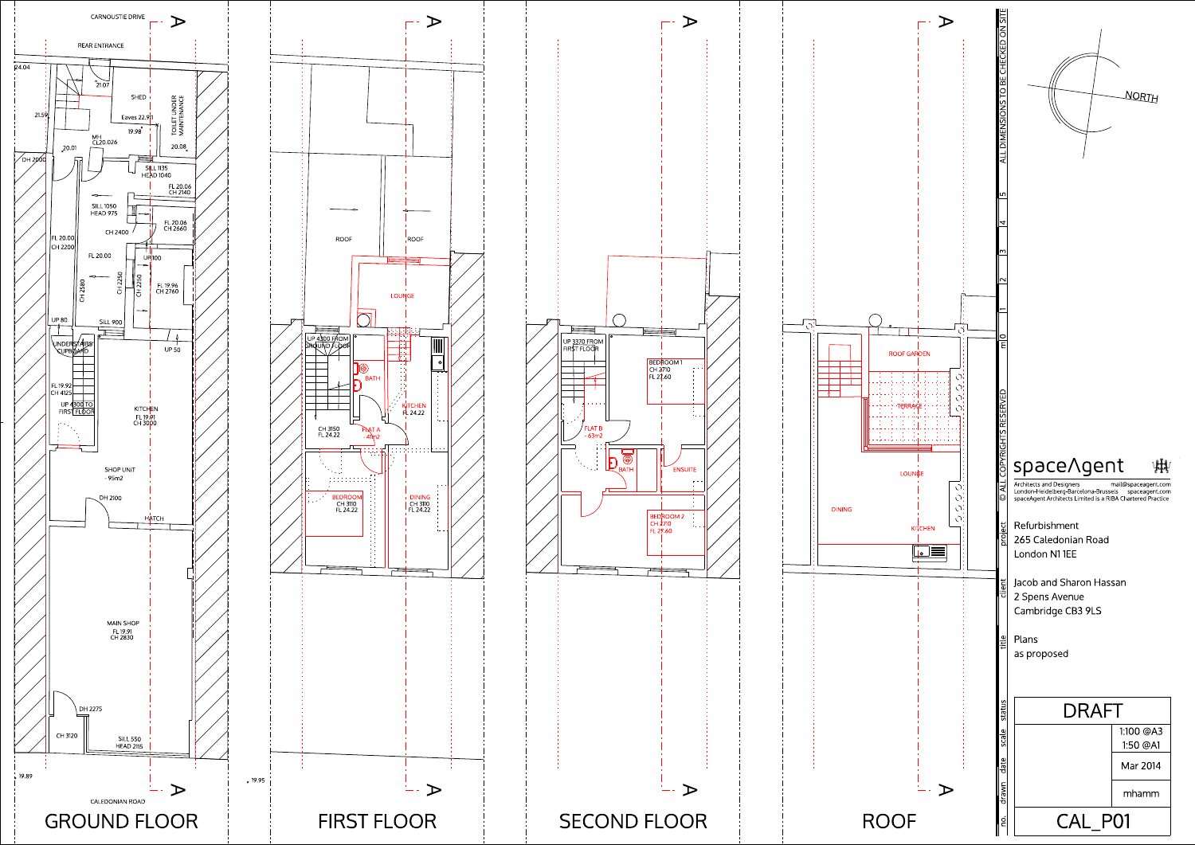# GROUND FLOOR

CARNOUSTIE DRIVE

REAR ENTRANCE

24.04

21.07

SHED

TOILET UNDER MAINTENANCE

21.59

Eaves 22.91

19.98

MH CL20.026

20.01

20.08

DH 2000

SILL 1135 HEAD 1040

FL 20.06 CH 2140

SILL 1050 HEAD 975

FL 20.06 CH 2660

CH 2400

FL 20.00 CH 2200

FL 20.00

UP 100

CH 2580

CH 2250

CH 2250

FL 19.96 CH 2760

UP 80

SILL 900

UNDERSTAIRS CUPBOARD

UP 50

FL 19.92 CH 4125

UP 4300 TO FIRST FLOOR

KITCHEN FL 19.91 CH 3000

SHOP UNIT - 95m2

DH 2100

HATCH

MAIN SHOP FL 19.91 CH 2830

DH 2275

CH 3120

SILL 550 HEAD 2115

19.89

CALEDONIAN ROAD

# FIRST FLOOR

ROOF

ROOF

LOUNGE

UP 4300 FROM GROUND FLOOR

BATH

KITCHEN FL 24.22

CH 3150 FL 24.22

FLAT A - 41m2

BEDROOM CH 3110 FL 24.22

DINING CH 3110 FL 24.22

19.95

# SECOND FLOOR

UP 3370 FROM FIRST FLOOR

BEDROOM 1 CH 2710 FL 27.60

FLAT B - 63m2

BATH

ENSUITE

BEDROOM 2 CH 2710 FL 27.60

# ROOF

ROOF GARDEN

TERRACE

LOUNGE

DINING

KITCHEN

A

NORTH

ALL DIMENSIONS TO BE CHECKED ON SITE

m 0 1 2 3 4 5

© ALL COPYRIGHTS RESERVED

spaceAgent

Architects and Designers mail@spaceagent.com
London-Heidelberg-Barcelona-Brussels spaceagent.com
spaceAgent Architects Limited is a RIBA Chartered Practice

| | |
|---|---|
| project | Refurbishment<br>265 Caledonian Road<br>London N1 1EE |
| client | Jacob and Sharon Hassan<br>2 Spens Avenue<br>Cambridge CB3 9LS |
| title | Plans<br>as proposed |
| status | DRAFT |
| scale | 1:100 @A3<br>1:50 @A1 |
| date | Mar 2014 |
| drawn | mhamm |
| no. | CAL_P01 |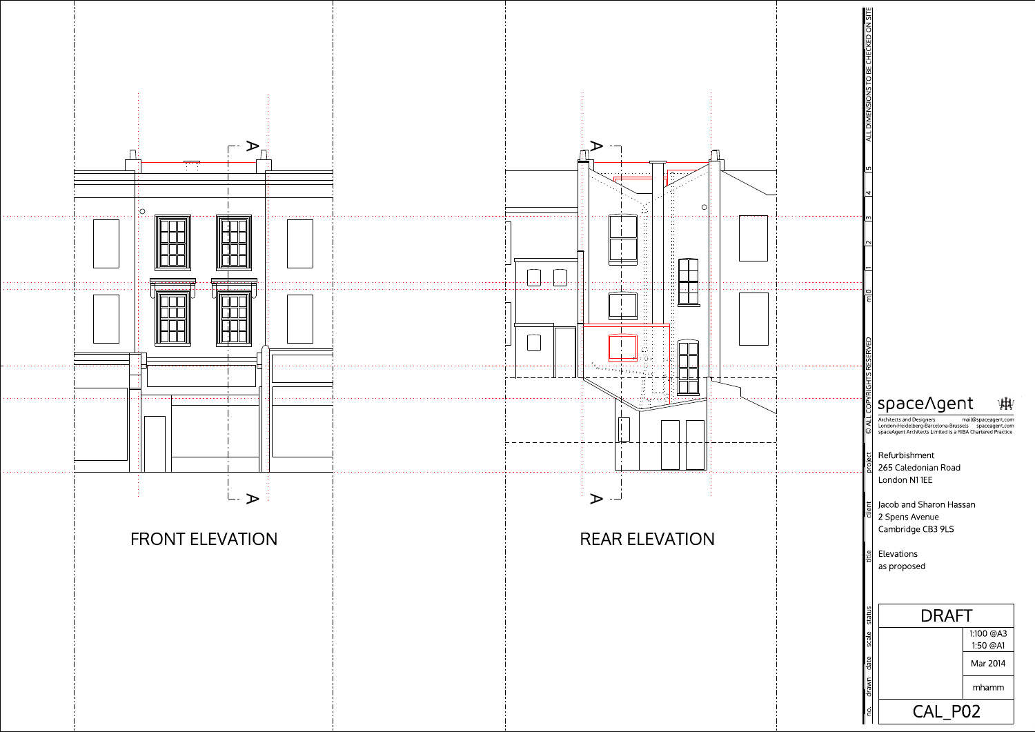A — A

FRONT ELEVATION

A — A

REAR ELEVATION

ALL DIMENSIONS TO BE CHECKED ON SITE

m 0 1 2 3 4 5

© ALL COPYRIGHTS RESERVED

spaceAgent

Architects and Designers mail@spaceagent.com
London-Heidelberg-Barcelona-Brussels spaceagent.com
spaceAgent Architects Limited is a RIBA Chartered Practice

project
Refurbishment
265 Caledonian Road
London N1 1EE

client
Jacob and Sharon Hassan
2 Spens Avenue
Cambridge CB3 9LS

title
Elevations
as proposed

status
DRAFT

scale
1:100 @A3
1:50 @A1

date
Mar 2014

drawn
mhamm

no.
CAL_P02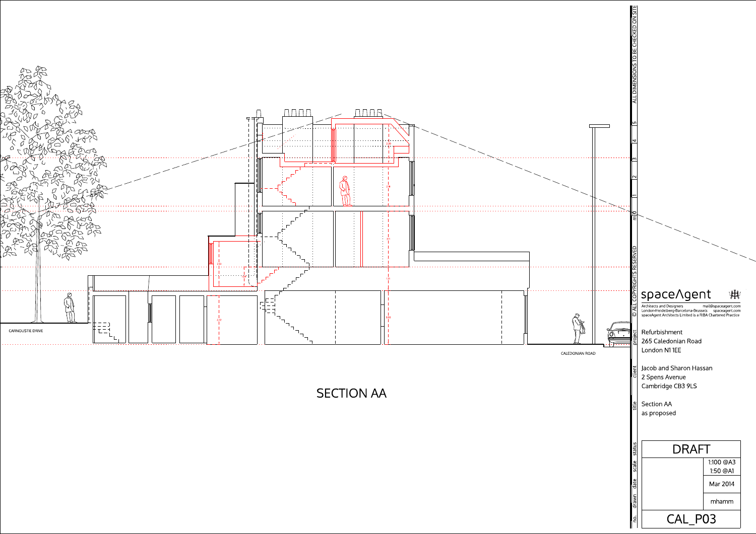CARNOUSTIE DRIVE

CALEDONIAN ROAD

SECTION AA

ALL DIMENSIONS TO BE CHECKED ON SITE

© ALL COPYRIGHTS RESERVED

spaceAgent

Architects and Designers mail@spaceagent.com
London-Heidelberg-Barcelona-Brussels spaceagent.com
spaceAgent Architects Limited is a RIBA Chartered Practice

project
Refurbishment
265 Caledonian Road
London N1 1EE

client
Jacob and Sharon Hassan
2 Spens Avenue
Cambridge CB3 9LS

title
Section AA
as proposed

status
DRAFT

scale
1:100 @A3
1:50 @A1

date
Mar 2014

drawn
mhamm

no.
CAL_P03